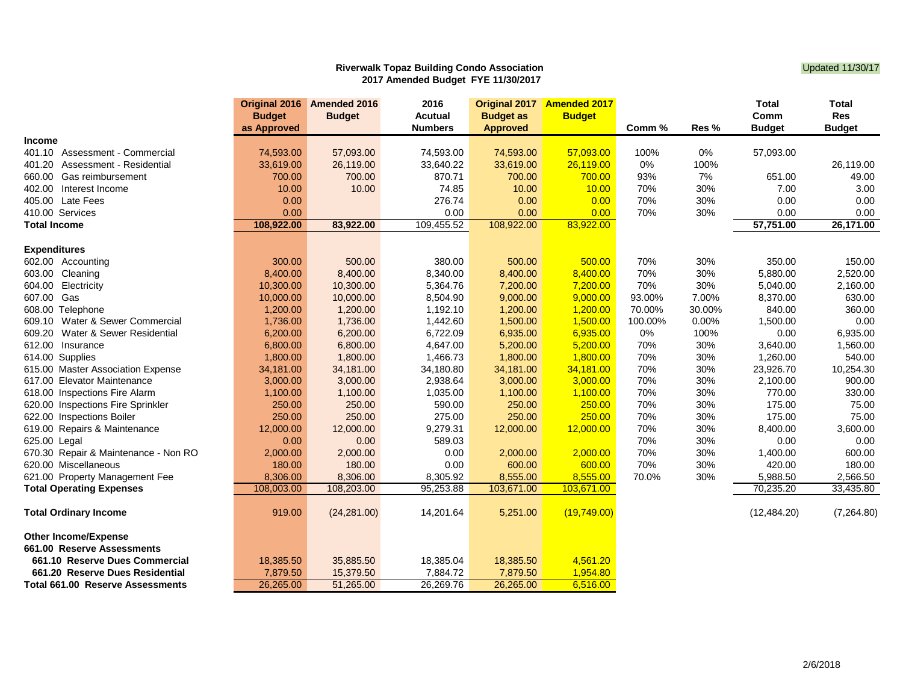**Riverwalk Topaz Building Condo Association**
**2017 Amended Budget FYE 11/30/2017**

Updated 11/30/17

| | Original 2016 Budget as Approved | Amended 2016 Budget | 2016 Acutual Numbers | Original 2017 Budget as Approved | Amended 2017 Budget | Comm % | Res % | Total Comm Budget | Total Res Budget |
|---|---|---|---|---|---|---|---|---|---|
| **Income** | | | | | | | | | |
| 401.10 Assessment - Commercial | 74,593.00 | 57,093.00 | 74,593.00 | 74,593.00 | 57,093.00 | 100% | 0% | 57,093.00 | |
| 401.20 Assessment - Residential | 33,619.00 | 26,119.00 | 33,640.22 | 33,619.00 | 26,119.00 | 0% | 100% | | 26,119.00 |
| 660.00 Gas reimbursement | 700.00 | 700.00 | 870.71 | 700.00 | 700.00 | 93% | 7% | 651.00 | 49.00 |
| 402.00 Interest Income | 10.00 | 10.00 | 74.85 | 10.00 | 10.00 | 70% | 30% | 7.00 | 3.00 |
| 405.00 Late Fees | 0.00 | | 276.74 | 0.00 | 0.00 | 70% | 30% | 0.00 | 0.00 |
| 410.00 Services | 0.00 | | 0.00 | 0.00 | 0.00 | 70% | 30% | 0.00 | 0.00 |
| **Total Income** | 108,922.00 | 83,922.00 | 109,455.52 | 108,922.00 | 83,922.00 | | | 57,751.00 | 26,171.00 |
| **Expenditures** | | | | | | | | | |
| 602.00 Accounting | 300.00 | 500.00 | 380.00 | 500.00 | 500.00 | 70% | 30% | 350.00 | 150.00 |
| 603.00 Cleaning | 8,400.00 | 8,400.00 | 8,340.00 | 8,400.00 | 8,400.00 | 70% | 30% | 5,880.00 | 2,520.00 |
| 604.00 Electricity | 10,300.00 | 10,300.00 | 5,364.76 | 7,200.00 | 7,200.00 | 70% | 30% | 5,040.00 | 2,160.00 |
| 607.00 Gas | 10,000.00 | 10,000.00 | 8,504.90 | 9,000.00 | 9,000.00 | 93.00% | 7.00% | 8,370.00 | 630.00 |
| 608.00 Telephone | 1,200.00 | 1,200.00 | 1,192.10 | 1,200.00 | 1,200.00 | 70.00% | 30.00% | 840.00 | 360.00 |
| 609.10 Water & Sewer Commercial | 1,736.00 | 1,736.00 | 1,442.60 | 1,500.00 | 1,500.00 | 100.00% | 0.00% | 1,500.00 | 0.00 |
| 609.20 Water & Sewer Residential | 6,200.00 | 6,200.00 | 6,722.09 | 6,935.00 | 6,935.00 | 0% | 100% | 0.00 | 6,935.00 |
| 612.00 Insurance | 6,800.00 | 6,800.00 | 4,647.00 | 5,200.00 | 5,200.00 | 70% | 30% | 3,640.00 | 1,560.00 |
| 614.00 Supplies | 1,800.00 | 1,800.00 | 1,466.73 | 1,800.00 | 1,800.00 | 70% | 30% | 1,260.00 | 540.00 |
| 615.00 Master Association Expense | 34,181.00 | 34,181.00 | 34,180.80 | 34,181.00 | 34,181.00 | 70% | 30% | 23,926.70 | 10,254.30 |
| 617.00 Elevator Maintenance | 3,000.00 | 3,000.00 | 2,938.64 | 3,000.00 | 3,000.00 | 70% | 30% | 2,100.00 | 900.00 |
| 618.00 Inspections Fire Alarm | 1,100.00 | 1,100.00 | 1,035.00 | 1,100.00 | 1,100.00 | 70% | 30% | 770.00 | 330.00 |
| 620.00 Inspections Fire Sprinkler | 250.00 | 250.00 | 590.00 | 250.00 | 250.00 | 70% | 30% | 175.00 | 75.00 |
| 622.00 Inspections Boiler | 250.00 | 250.00 | 275.00 | 250.00 | 250.00 | 70% | 30% | 175.00 | 75.00 |
| 619.00 Repairs & Maintenance | 12,000.00 | 12,000.00 | 9,279.31 | 12,000.00 | 12,000.00 | 70% | 30% | 8,400.00 | 3,600.00 |
| 625.00 Legal | 0.00 | 0.00 | 589.03 | | | 70% | 30% | 0.00 | 0.00 |
| 670.30 Repair & Maintenance - Non RO | 2,000.00 | 2,000.00 | 0.00 | 2,000.00 | 2,000.00 | 70% | 30% | 1,400.00 | 600.00 |
| 620.00 Miscellaneous | 180.00 | 180.00 | 0.00 | 600.00 | 600.00 | 70% | 30% | 420.00 | 180.00 |
| 621.00 Property Management Fee | 8,306.00 | 8,306.00 | 8,305.92 | 8,555.00 | 8,555.00 | 70.0% | 30% | 5,988.50 | 2,566.50 |
| **Total Operating Expenses** | 108,003.00 | 108,203.00 | 95,253.88 | 103,671.00 | 103,671.00 | | | 70,235.20 | 33,435.80 |
| **Total Ordinary Income** | 919.00 | (24,281.00) | 14,201.64 | 5,251.00 | (19,749.00) | | | (12,484.20) | (7,264.80) |
| **Other Income/Expense** | | | | | | | | | |
| **661.00 Reserve Assessments** | | | | | | | | | |
| **661.10 Reserve Dues Commercial** | 18,385.50 | 35,885.50 | 18,385.04 | 18,385.50 | 4,561.20 | | | | |
| **661.20 Reserve Dues Residential** | 7,879.50 | 15,379.50 | 7,884.72 | 7,879.50 | 1,954.80 | | | | |
| **Total 661.00 Reserve Assessments** | 26,265.00 | 51,265.00 | 26,269.76 | 26,265.00 | 6,516.00 | | | | |

2/6/2018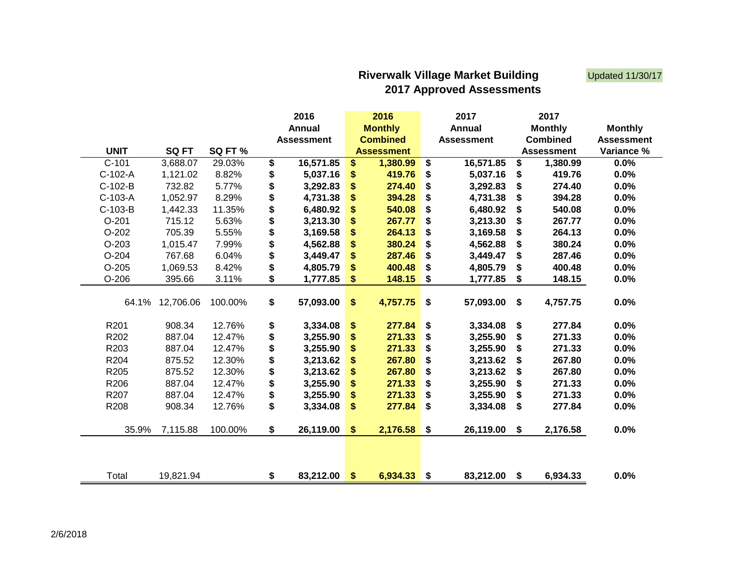## Riverwalk Village Market Building
## 2017 Approved Assessments

Updated 11/30/17

| UNIT | SQ FT | SQ FT % | 2016 Annual Assessment | 2016 Monthly Combined Assessment | 2017 Annual Assessment | 2017 Monthly Combined Assessment | Monthly Assessment Variance % |
|---|---|---|---|---|---|---|---|
| C-101 | 3,688.07 | 29.03% | $ 16,571.85 | $ 1,380.99 | $ 16,571.85 | $ 1,380.99 | 0.0% |
| C-102-A | 1,121.02 | 8.82% | $ 5,037.16 | $ 419.76 | $ 5,037.16 | $ 419.76 | 0.0% |
| C-102-B | 732.82 | 5.77% | $ 3,292.83 | $ 274.40 | $ 3,292.83 | $ 274.40 | 0.0% |
| C-103-A | 1,052.97 | 8.29% | $ 4,731.38 | $ 394.28 | $ 4,731.38 | $ 394.28 | 0.0% |
| C-103-B | 1,442.33 | 11.35% | $ 6,480.92 | $ 540.08 | $ 6,480.92 | $ 540.08 | 0.0% |
| O-201 | 715.12 | 5.63% | $ 3,213.30 | $ 267.77 | $ 3,213.30 | $ 267.77 | 0.0% |
| O-202 | 705.39 | 5.55% | $ 3,169.58 | $ 264.13 | $ 3,169.58 | $ 264.13 | 0.0% |
| O-203 | 1,015.47 | 7.99% | $ 4,562.88 | $ 380.24 | $ 4,562.88 | $ 380.24 | 0.0% |
| O-204 | 767.68 | 6.04% | $ 3,449.47 | $ 287.46 | $ 3,449.47 | $ 287.46 | 0.0% |
| O-205 | 1,069.53 | 8.42% | $ 4,805.79 | $ 400.48 | $ 4,805.79 | $ 400.48 | 0.0% |
| O-206 | 395.66 | 3.11% | $ 1,777.85 | $ 148.15 | $ 1,777.85 | $ 148.15 | 0.0% |
| 64.1% | 12,706.06 | 100.00% | $ 57,093.00 | $ 4,757.75 | $ 57,093.00 | $ 4,757.75 | 0.0% |
| R201 | 908.34 | 12.76% | $ 3,334.08 | $ 277.84 | $ 3,334.08 | $ 277.84 | 0.0% |
| R202 | 887.04 | 12.47% | $ 3,255.90 | $ 271.33 | $ 3,255.90 | $ 271.33 | 0.0% |
| R203 | 887.04 | 12.47% | $ 3,255.90 | $ 271.33 | $ 3,255.90 | $ 271.33 | 0.0% |
| R204 | 875.52 | 12.30% | $ 3,213.62 | $ 267.80 | $ 3,213.62 | $ 267.80 | 0.0% |
| R205 | 875.52 | 12.30% | $ 3,213.62 | $ 267.80 | $ 3,213.62 | $ 267.80 | 0.0% |
| R206 | 887.04 | 12.47% | $ 3,255.90 | $ 271.33 | $ 3,255.90 | $ 271.33 | 0.0% |
| R207 | 887.04 | 12.47% | $ 3,255.90 | $ 271.33 | $ 3,255.90 | $ 271.33 | 0.0% |
| R208 | 908.34 | 12.76% | $ 3,334.08 | $ 277.84 | $ 3,334.08 | $ 277.84 | 0.0% |
| 35.9% | 7,115.88 | 100.00% | $ 26,119.00 | $ 2,176.58 | $ 26,119.00 | $ 2,176.58 | 0.0% |
| Total | 19,821.94 | | $ 83,212.00 | $ 6,934.33 | $ 83,212.00 | $ 6,934.33 | 0.0% |

2/6/2018